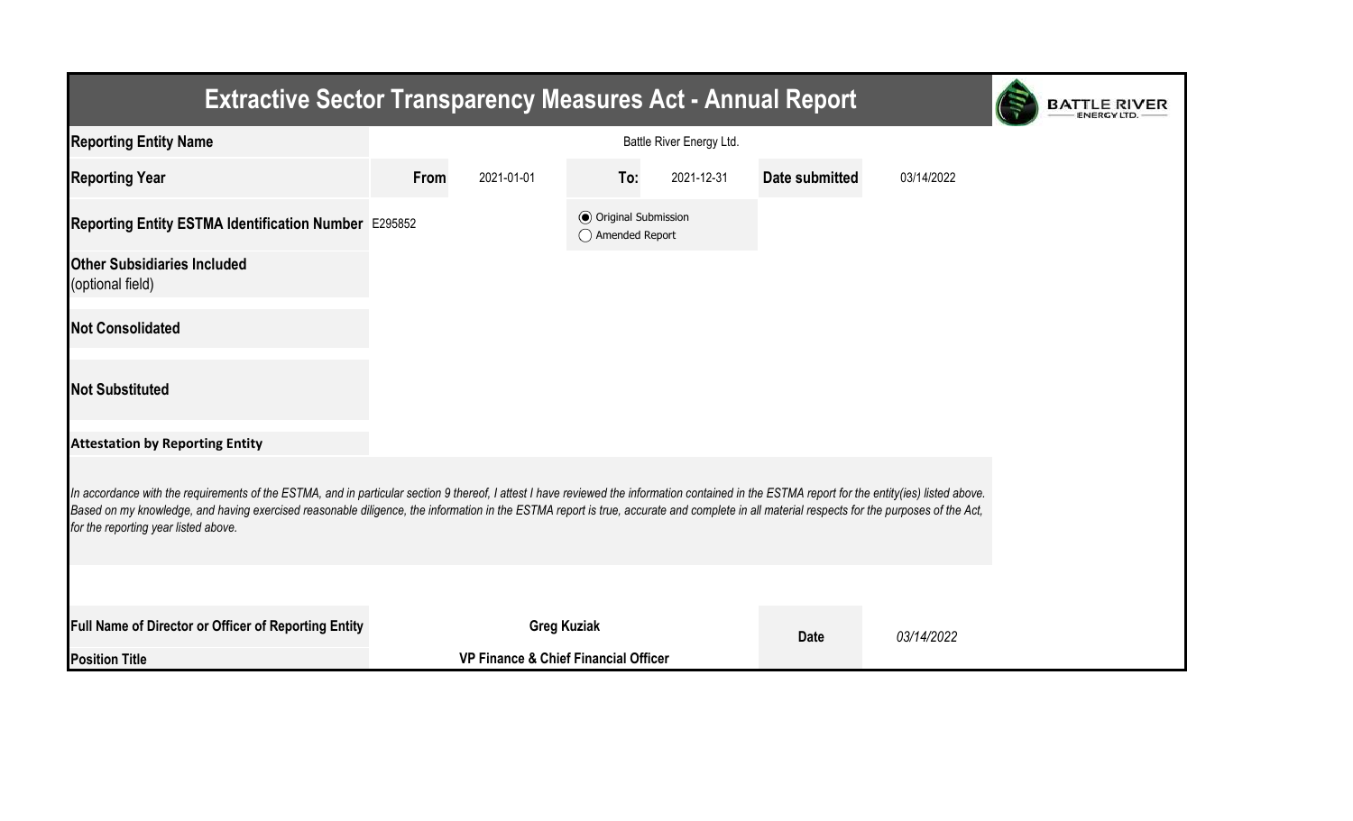# Extractive Sector Transparency Measures Act - Annual Report

| | | | | | | |
|---|---|---|---|---|---|---|
| **Reporting Entity Name** | Battle River Energy Ltd. | | | | | |
| **Reporting Year** | **From** | 2021-01-01 | **To:** | 2021-12-31 | **Date submitted** | 03/14/2022 |
| **Reporting Entity ESTMA Identification Number** | E295852 | | (●) Original Submission<br>( ) Amended Report | | | |
| **Other Subsidiaries Included** (optional field) | | | | | | |
| **Not Consolidated** | | | | | | |
| **Not Substituted** | | | | | | |

**Attestation by Reporting Entity**

*In accordance with the requirements of the ESTMA, and in particular section 9 thereof, I attest I have reviewed the information contained in the ESTMA report for the entity(ies) listed above. Based on my knowledge, and having exercised reasonable diligence, the information in the ESTMA report is true, accurate and complete in all material respects for the purposes of the Act, for the reporting year listed above.*

| | | | |
|---|---|---|---|
| **Full Name of Director or Officer of Reporting Entity** | **Greg Kuziak** | **Date** | *03/14/2022* |
| **Position Title** | **VP Finance & Chief Financial Officer** | | |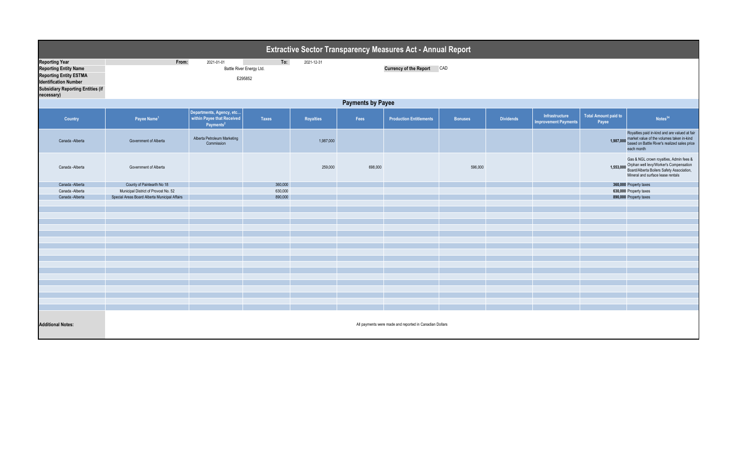# Extractive Sector Transparency Measures Act - Annual Report

| | | | | |
|---|---|---|---|---|
| **Reporting Year** | From: | 2021-01-01 | To: | 2021-12-31 |
| **Reporting Entity Name** | | Battle River Energy Ltd. | **Currency of the Report** | CAD |
| **Reporting Entity ESTMA Identification Number** | | E295852 | | |
| **Subsidiary Reporting Entities (if necessary)** | | | | |

## Payments by Payee

| Country | Payee Name[1] | Departments, Agency, etc... within Payee that Received Payments[2] | Taxes | Royalties | Fees | Production Entitlements | Bonuses | Dividends | Infrastructure Improvement Payments | Total Amount paid to Payee | Notes[34] |
|---|---|---|---|---|---|---|---|---|---|---|---|
| Canada -Alberta | Government of Alberta | Alberta Petroleum Marketing Commission | | 1,987,000 | | | | | | 1,987,000 | Royalties paid in-kind and are valued at fair market value of the volumes taken in-kind based on Battle River's realized sales price each month |
| Canada -Alberta | Government of Alberta | | | 259,000 | 698,000 | | 596,000 | | | 1,553,000 | Gas & NGL crown royalties, Admin fees & Orphan well levy/Worker's Compensation Board/Alberta Boilers Safety Association, Mineral and surface lease rentals |
| Canada -Alberta | County of Paintearth No 18 | | 360,000 | | | | | | | 360,000 | Property taxes |
| Canada -Alberta | Municipal District of Provost No. 52 | | 630,000 | | | | | | | 630,000 | Property taxes |
| Canada -Alberta | Special Areas Board Alberta Municipal Affairs | | 890,000 | | | | | | | 890,000 | Property taxes |

**Additional Notes:** All payments were made and reported in Canadian Dollars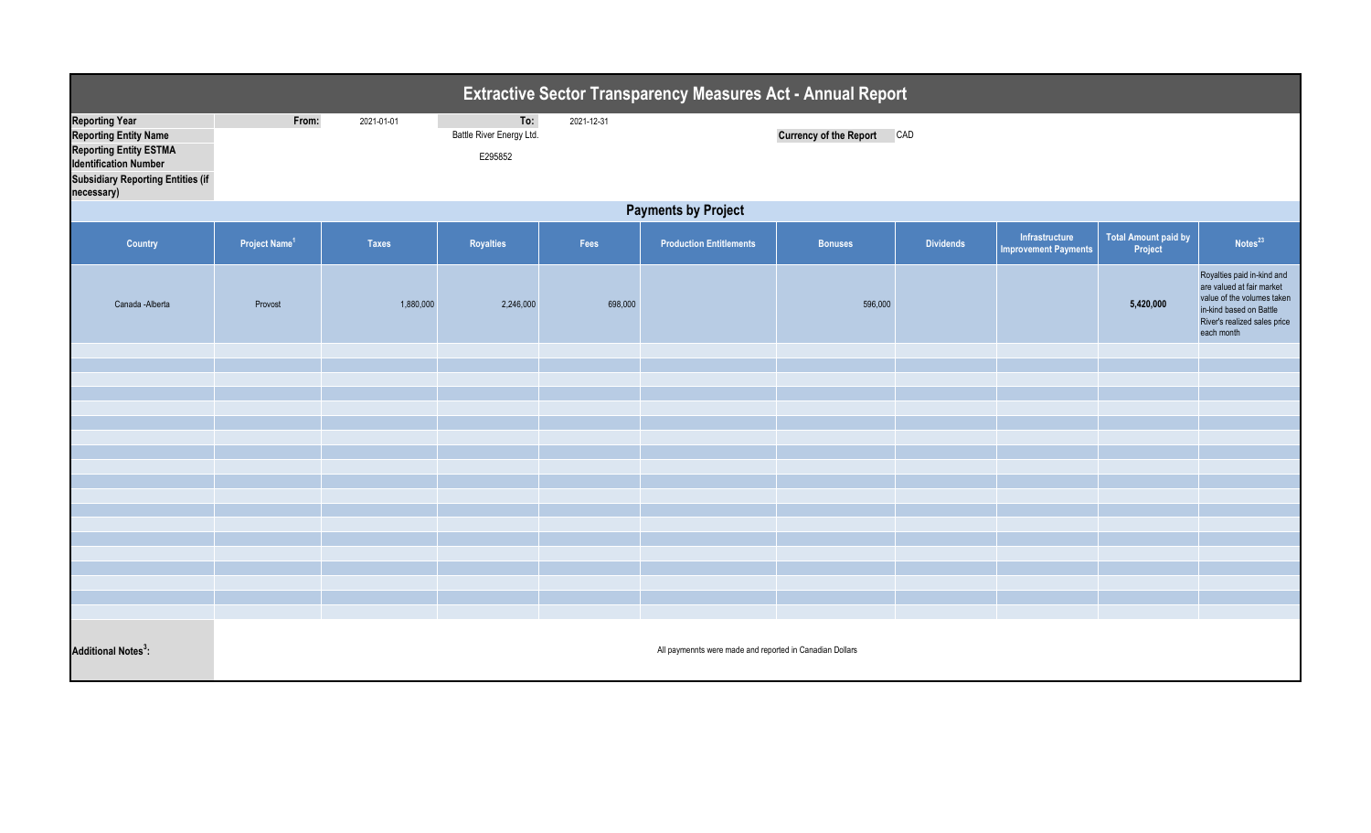# Extractive Sector Transparency Measures Act - Annual Report

| | | | | | |
|---|---|---|---|---|---|
| **Reporting Year** | **From:** | 2021-01-01 | **To:** | 2021-12-31 | |
| **Reporting Entity Name** | | | Battle River Energy Ltd. | **Currency of the Report** | CAD |
| **Reporting Entity ESTMA Identification Number** | | | E295852 | | |
| **Subsidiary Reporting Entities (if necessary)** | | | | | |

## Payments by Project

| Country | Project Name[1] | Taxes | Royalties | Fees | Production Entitlements | Bonuses | Dividends | Infrastructure Improvement Payments | Total Amount paid by Project | Notes[23] |
|---|---|---|---|---|---|---|---|---|---|---|
| Canada -Alberta | Provost | 1,880,000 | 2,246,000 | 698,000 | | 596,000 | | | **5,420,000** | Royalties paid in-kind and are valued at fair market value of the volumes taken in-kind based on Battle River's realized sales price each month |

**Additional Notes[3]:** All paymennts were made and reported in Canadian Dollars